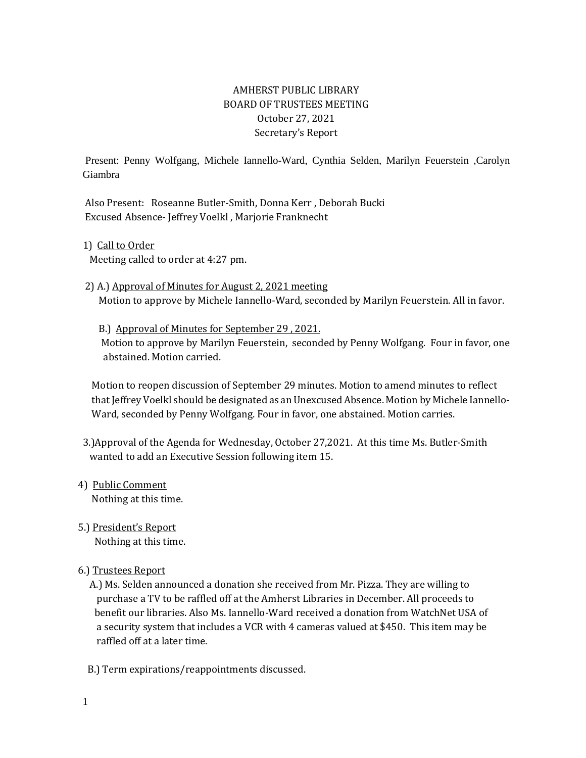# AMHERST PUBLIC LIBRARY
## BOARD OF TRUSTEES MEETING
### October 27, 2021
### Secretary's Report

Present: Penny Wolfgang, Michele Iannello-Ward, Cynthia Selden, Marilyn Feuerstein ,Carolyn Giambra

Also Present: Roseanne Butler-Smith, Donna Kerr , Deborah Bucki
Excused Absence- Jeffrey Voelkl , Marjorie Franknecht

1) Call to Order
Meeting called to order at 4:27 pm.

2) A.) Approval of Minutes for August 2, 2021 meeting
Motion to approve by Michele Iannello-Ward, seconded by Marilyn Feuerstein. All in favor.

B.) Approval of Minutes for September 29 , 2021.
Motion to approve by Marilyn Feuerstein, seconded by Penny Wolfgang. Four in favor, one abstained. Motion carried.

Motion to reopen discussion of September 29 minutes. Motion to amend minutes to reflect that Jeffrey Voelkl should be designated as an Unexcused Absence. Motion by Michele Iannello-Ward, seconded by Penny Wolfgang. Four in favor, one abstained. Motion carries.

3.)Approval of the Agenda for Wednesday, October 27,2021. At this time Ms. Butler-Smith wanted to add an Executive Session following item 15.

4) Public Comment
Nothing at this time.

5.) President's Report
Nothing at this time.

6.) Trustees Report
A.) Ms. Selden announced a donation she received from Mr. Pizza. They are willing to purchase a TV to be raffled off at the Amherst Libraries in December. All proceeds to benefit our libraries. Also Ms. Iannello-Ward received a donation from WatchNet USA of a security system that includes a VCR with 4 cameras valued at $450. This item may be raffled off at a later time.

B.) Term expirations/reappointments discussed.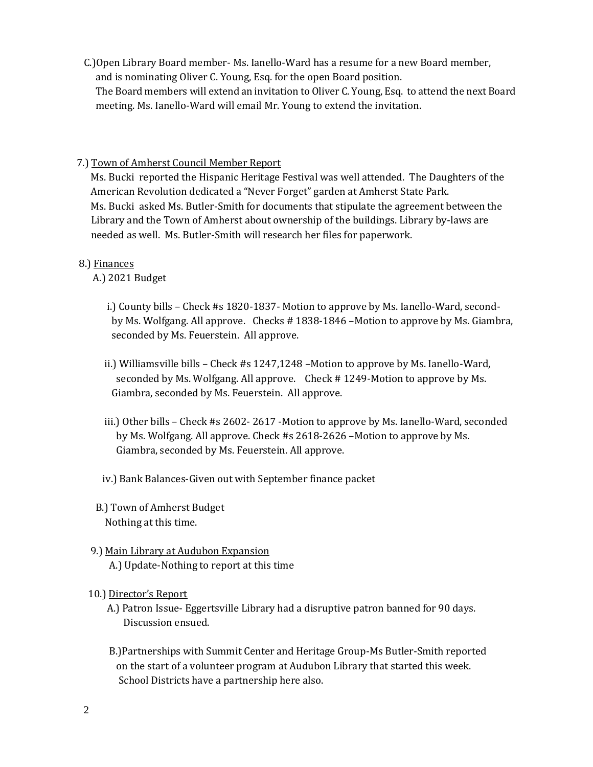C.)Open Library Board member- Ms. Ianello-Ward has a resume for a new Board member, and is nominating Oliver C. Young, Esq. for the open Board position.
The Board members will extend an invitation to Oliver C. Young, Esq. to attend the next Board meeting. Ms. Ianello-Ward will email Mr. Young to extend the invitation.

7.) <u>Town of Amherst Council Member Report</u>
Ms. Bucki reported the Hispanic Heritage Festival was well attended. The Daughters of the American Revolution dedicated a "Never Forget" garden at Amherst State Park.
Ms. Bucki asked Ms. Butler-Smith for documents that stipulate the agreement between the Library and the Town of Amherst about ownership of the buildings. Library by-laws are needed as well. Ms. Butler-Smith will research her files for paperwork.

8.) <u>Finances</u>

A.) 2021 Budget

i.) County bills – Check #s 1820-1837- Motion to approve by Ms. Ianello-Ward, second- by Ms. Wolfgang. All approve. Checks # 1838-1846 –Motion to approve by Ms. Giambra, seconded by Ms. Feuerstein. All approve.

ii.) Williamsville bills – Check #s 1247,1248 –Motion to approve by Ms. Ianello-Ward, seconded by Ms. Wolfgang. All approve. Check # 1249-Motion to approve by Ms. Giambra, seconded by Ms. Feuerstein. All approve.

iii.) Other bills – Check #s 2602- 2617 -Motion to approve by Ms. Ianello-Ward, seconded by Ms. Wolfgang. All approve. Check #s 2618-2626 –Motion to approve by Ms. Giambra, seconded by Ms. Feuerstein. All approve.

iv.) Bank Balances-Given out with September finance packet

B.) Town of Amherst Budget
Nothing at this time.

9.) <u>Main Library at Audubon Expansion</u>

A.) Update-Nothing to report at this time

10.) <u>Director's Report</u>

A.) Patron Issue- Eggertsville Library had a disruptive patron banned for 90 days. Discussion ensued.

B.)Partnerships with Summit Center and Heritage Group-Ms Butler-Smith reported on the start of a volunteer program at Audubon Library that started this week. School Districts have a partnership here also.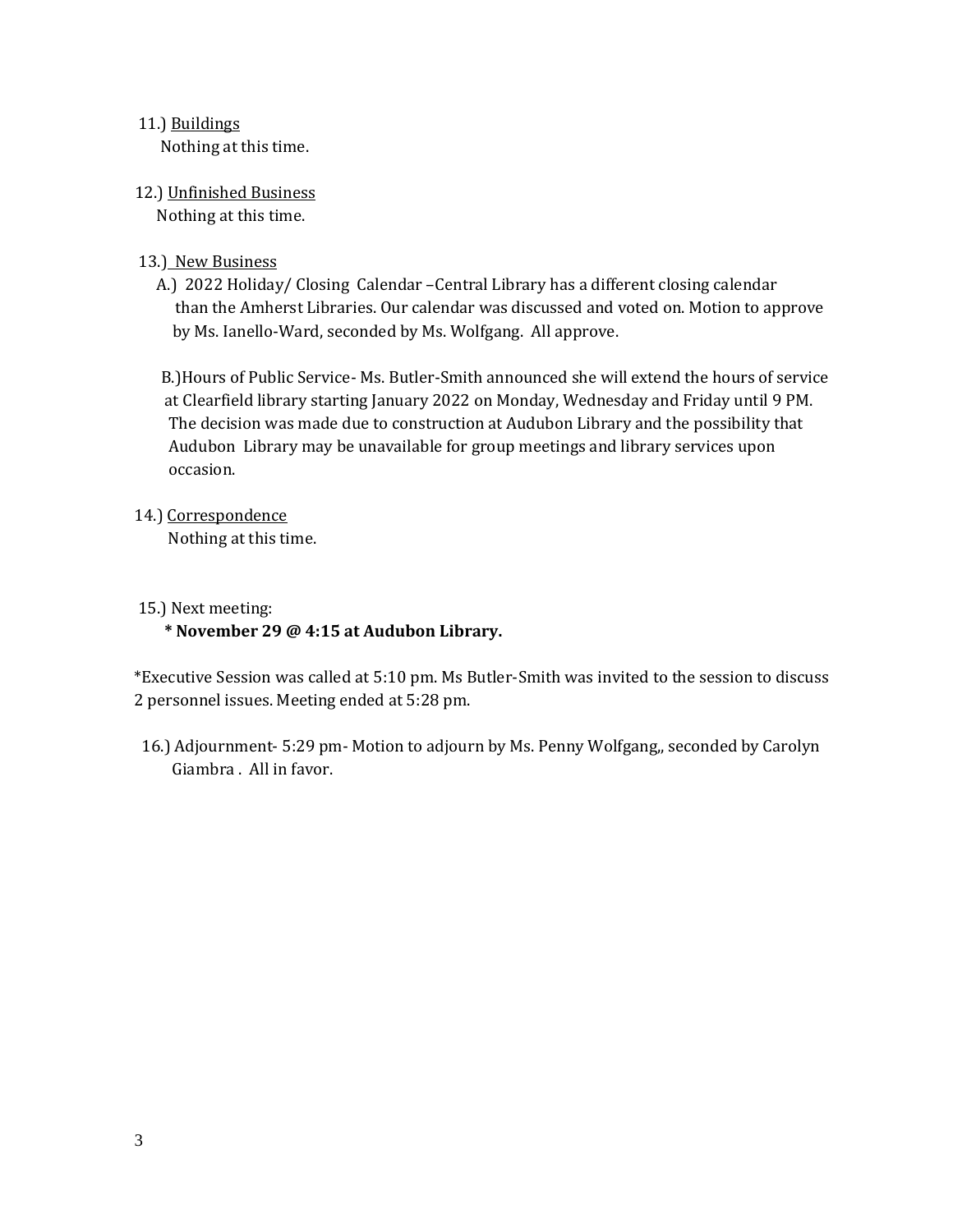11.) Buildings
Nothing at this time.

12.) Unfinished Business
Nothing at this time.

13.) New Business

A.) 2022 Holiday/ Closing Calendar –Central Library has a different closing calendar than the Amherst Libraries. Our calendar was discussed and voted on. Motion to approve by Ms. Ianello-Ward, seconded by Ms. Wolfgang. All approve.

B.)Hours of Public Service- Ms. Butler-Smith announced she will extend the hours of service at Clearfield library starting January 2022 on Monday, Wednesday and Friday until 9 PM. The decision was made due to construction at Audubon Library and the possibility that Audubon Library may be unavailable for group meetings and library services upon occasion.

14.) Correspondence
Nothing at this time.

15.) Next meeting:
**\* November 29 @ 4:15 at Audubon Library.**

*Executive Session was called at 5:10 pm. Ms Butler-Smith was invited to the session to discuss 2 personnel issues. Meeting ended at 5:28 pm.

16.) Adjournment- 5:29 pm- Motion to adjourn by Ms. Penny Wolfgang,, seconded by Carolyn Giambra . All in favor.